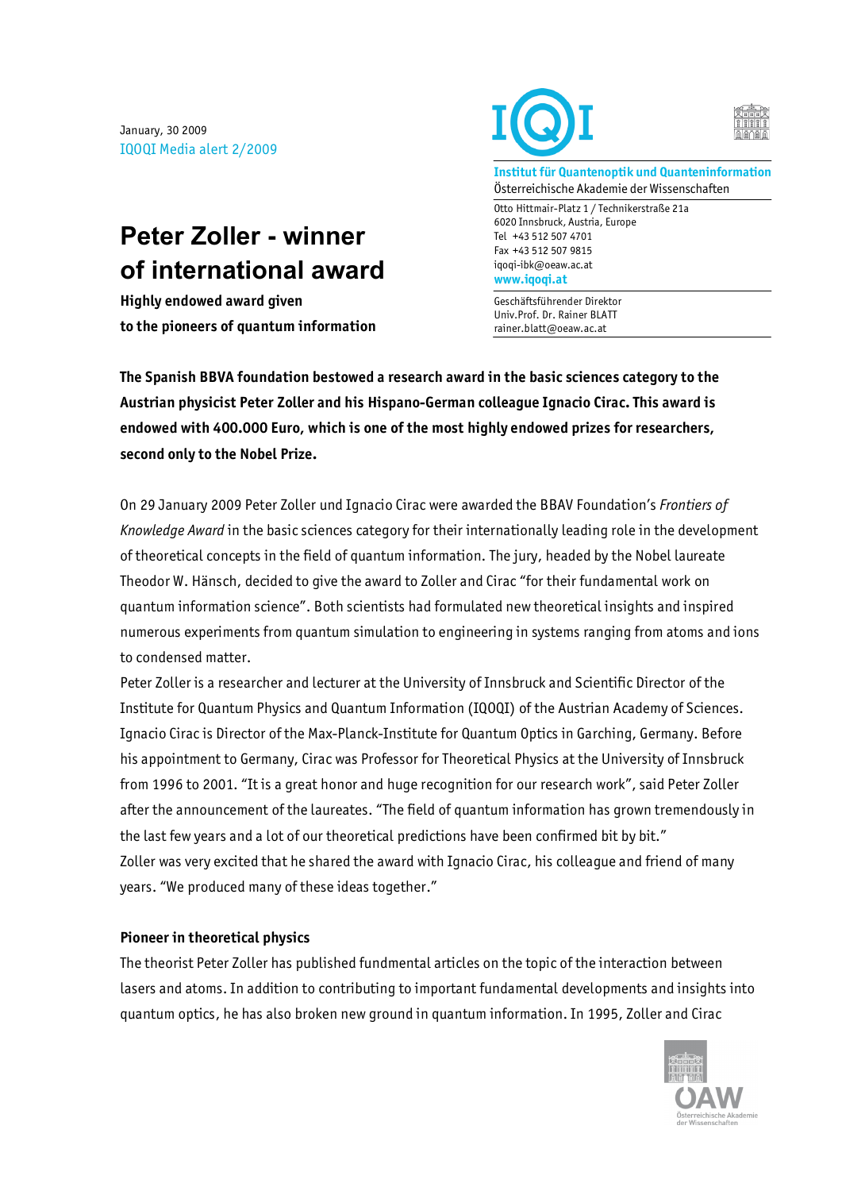January, 30 2009
IQOQI Media alert 2/2009

**Institut für Quantenoptik und Quanteninformation**
Österreichische Akademie der Wissenschaften

Otto Hittmair-Platz 1 / Technikerstraße 21a
6020 Innsbruck, Austria, Europe
Tel +43 512 507 4701
Fax +43 512 507 9815
iqoqi-ibk@oeaw.ac.at
**www.iqoqi.at**

Geschäftsführender Direktor
Univ.Prof. Dr. Rainer BLATT
rainer.blatt@oeaw.ac.at

# Peter Zoller - winner of international award

**Highly endowed award given to the pioneers of quantum information**

**The Spanish BBVA foundation bestowed a research award in the basic sciences category to the Austrian physicist Peter Zoller and his Hispano-German colleague Ignacio Cirac. This award is endowed with 400.000 Euro, which is one of the most highly endowed prizes for researchers, second only to the Nobel Prize.**

On 29 January 2009 Peter Zoller und Ignacio Cirac were awarded the BBAV Foundation's *Frontiers of Knowledge Award* in the basic sciences category for their internationally leading role in the development of theoretical concepts in the field of quantum information. The jury, headed by the Nobel laureate Theodor W. Hänsch, decided to give the award to Zoller and Cirac "for their fundamental work on quantum information science". Both scientists had formulated new theoretical insights and inspired numerous experiments from quantum simulation to engineering in systems ranging from atoms and ions to condensed matter.

Peter Zoller is a researcher and lecturer at the University of Innsbruck and Scientific Director of the Institute for Quantum Physics and Quantum Information (IQOQI) of the Austrian Academy of Sciences. Ignacio Cirac is Director of the Max-Planck-Institute for Quantum Optics in Garching, Germany. Before his appointment to Germany, Cirac was Professor for Theoretical Physics at the University of Innsbruck from 1996 to 2001. "It is a great honor and huge recognition for our research work", said Peter Zoller after the announcement of the laureates. "The field of quantum information has grown tremendously in the last few years and a lot of our theoretical predictions have been confirmed bit by bit."
Zoller was very excited that he shared the award with Ignacio Cirac, his colleague and friend of many years. "We produced many of these ideas together."

## Pioneer in theoretical physics

The theorist Peter Zoller has published fundmental articles on the topic of the interaction between lasers and atoms. In addition to contributing to important fundamental developments and insights into quantum optics, he has also broken new ground in quantum information. In 1995, Zoller and Cirac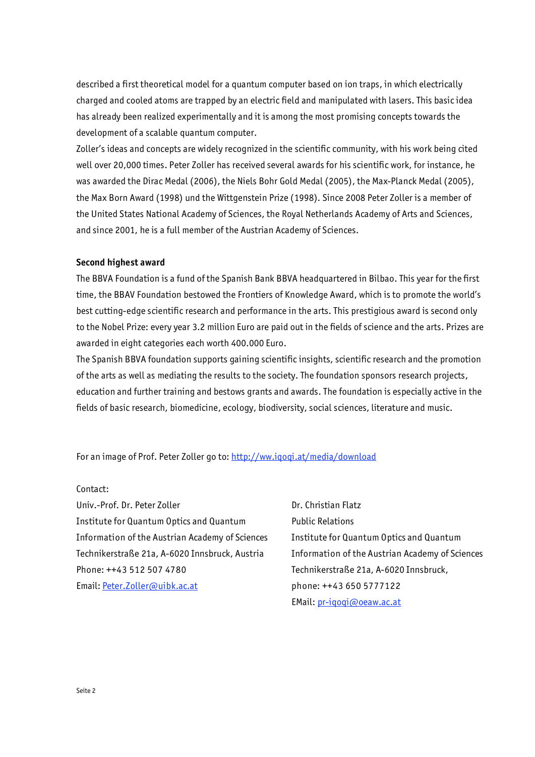described a first theoretical model for a quantum computer based on ion traps, in which electrically charged and cooled atoms are trapped by an electric field and manipulated with lasers. This basic idea has already been realized experimentally and it is among the most promising concepts towards the development of a scalable quantum computer.

Zoller's ideas and concepts are widely recognized in the scientific community, with his work being cited well over 20,000 times. Peter Zoller has received several awards for his scientific work, for instance, he was awarded the Dirac Medal (2006), the Niels Bohr Gold Medal (2005), the Max-Planck Medal (2005), the Max Born Award (1998) und the Wittgenstein Prize (1998). Since 2008 Peter Zoller is a member of the United States National Academy of Sciences, the Royal Netherlands Academy of Arts and Sciences, and since 2001, he is a full member of the Austrian Academy of Sciences.

**Second highest award**

The BBVA Foundation is a fund of the Spanish Bank BBVA headquartered in Bilbao. This year for the first time, the BBAV Foundation bestowed the Frontiers of Knowledge Award, which is to promote the world's best cutting-edge scientific research and performance in the arts. This prestigious award is second only to the Nobel Prize: every year 3.2 million Euro are paid out in the fields of science and the arts. Prizes are awarded in eight categories each worth 400.000 Euro.

The Spanish BBVA foundation supports gaining scientific insights, scientific research and the promotion of the arts as well as mediating the results to the society. The foundation sponsors research projects, education and further training and bestows grants and awards. The foundation is especially active in the fields of basic research, biomedicine, ecology, biodiversity, social sciences, literature and music.

For an image of Prof. Peter Zoller go to: [http://ww.iqoqi.at/media/download](http://ww.iqoqi.at/media/download)

Contact:

Univ.-Prof. Dr. Peter Zoller
Institute for Quantum Optics and Quantum Information of the Austrian Academy of Sciences
Technikerstraße 21a, A-6020 Innsbruck, Austria
Phone: ++43 512 507 4780
Email: [Peter.Zoller@uibk.ac.at](mailto:Peter.Zoller@uibk.ac.at)

Dr. Christian Flatz
Public Relations
Institute for Quantum Optics and Quantum Information of the Austrian Academy of Sciences
Technikerstraße 21a, A-6020 Innsbruck,
phone: ++43 650 5777122
EMail: [pr-iqoqi@oeaw.ac.at](mailto:pr-iqoqi@oeaw.ac.at)